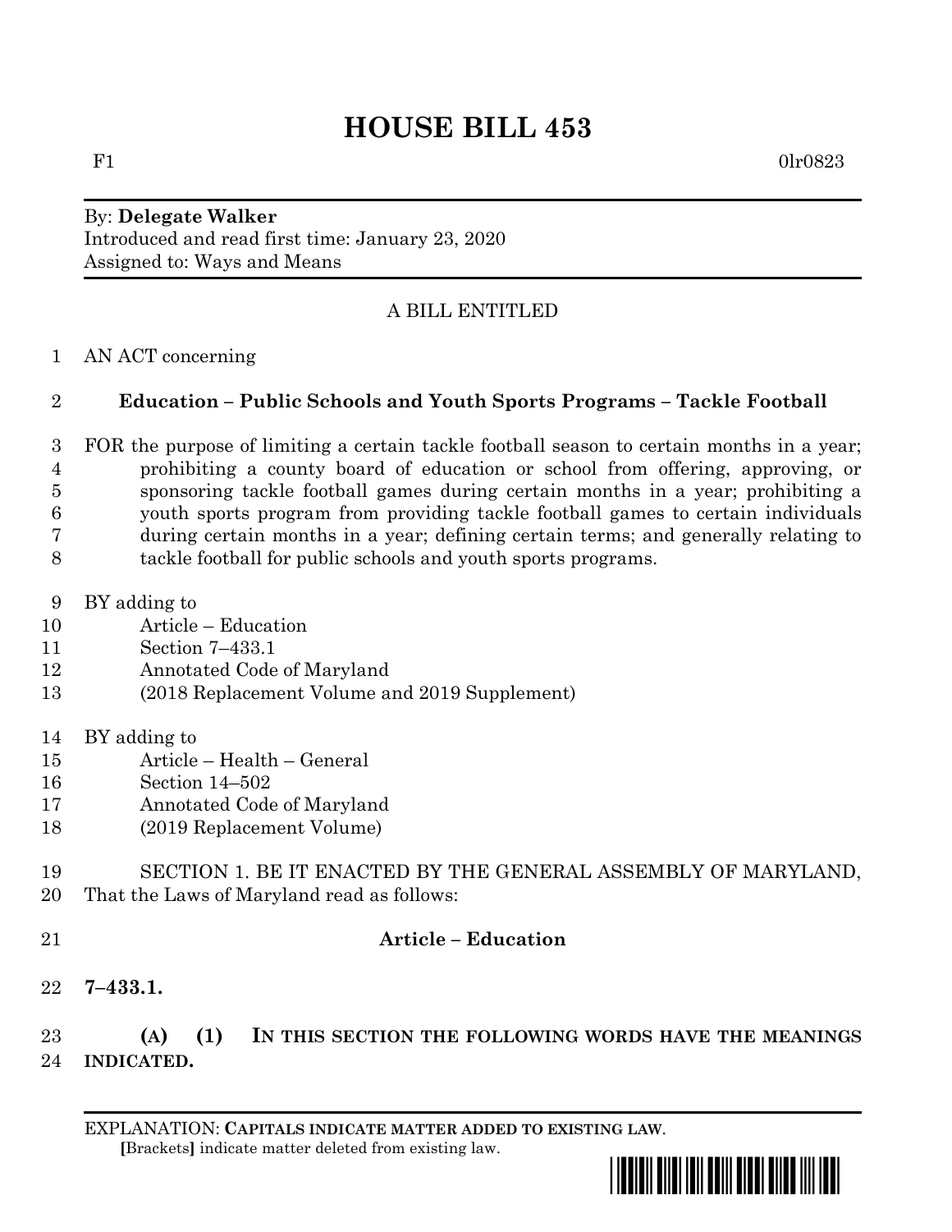# HOUSE BILL 453

F1 0lr0823

By: **Delegate Walker**
Introduced and read first time: January 23, 2020
Assigned to: Ways and Means

A BILL ENTITLED

1 AN ACT concerning

## 2 Education – Public Schools and Youth Sports Programs – Tackle Football

3 FOR the purpose of limiting a certain tackle football season to certain months in a year;
4 prohibiting a county board of education or school from offering, approving, or
5 sponsoring tackle football games during certain months in a year; prohibiting a
6 youth sports program from providing tackle football games to certain individuals
7 during certain months in a year; defining certain terms; and generally relating to
8 tackle football for public schools and youth sports programs.

9 BY adding to
10 Article – Education
11 Section 7–433.1
12 Annotated Code of Maryland
13 (2018 Replacement Volume and 2019 Supplement)

14 BY adding to
15 Article – Health – General
16 Section 14–502
17 Annotated Code of Maryland
18 (2019 Replacement Volume)

19 SECTION 1. BE IT ENACTED BY THE GENERAL ASSEMBLY OF MARYLAND,
20 That the Laws of Maryland read as follows:

21 **Article – Education**

22 **7–433.1.**

23 **(A) (1) IN THIS SECTION THE FOLLOWING WORDS HAVE THE MEANINGS**
24 **INDICATED.**

EXPLANATION: **CAPITALS INDICATE MATTER ADDED TO EXISTING LAW.**
[Brackets] indicate matter deleted from existing law.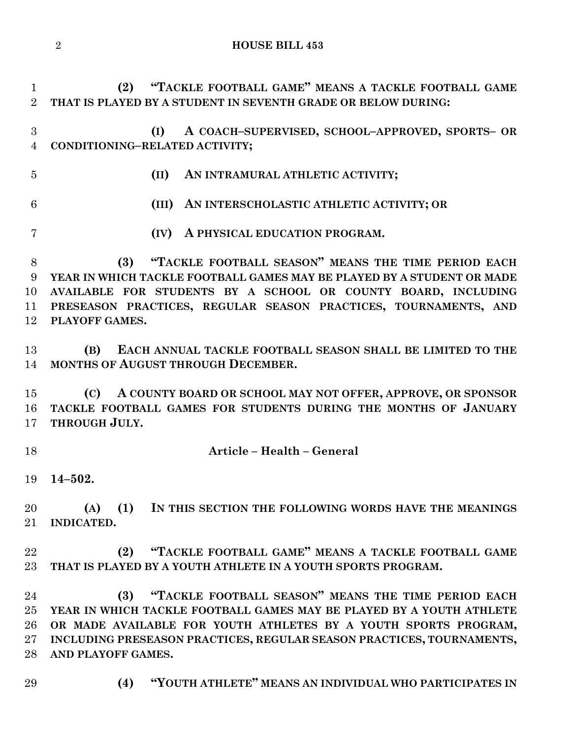**(2) "TACKLE FOOTBALL GAME" MEANS A TACKLE FOOTBALL GAME THAT IS PLAYED BY A STUDENT IN SEVENTH GRADE OR BELOW DURING:**

**(I) A COACH–SUPERVISED, SCHOOL–APPROVED, SPORTS– OR CONDITIONING–RELATED ACTIVITY;**

**(II) AN INTRAMURAL ATHLETIC ACTIVITY;**

**(III) AN INTERSCHOLASTIC ATHLETIC ACTIVITY; OR**

**(IV) A PHYSICAL EDUCATION PROGRAM.**

**(3) "TACKLE FOOTBALL SEASON" MEANS THE TIME PERIOD EACH YEAR IN WHICH TACKLE FOOTBALL GAMES MAY BE PLAYED BY A STUDENT OR MADE AVAILABLE FOR STUDENTS BY A SCHOOL OR COUNTY BOARD, INCLUDING PRESEASON PRACTICES, REGULAR SEASON PRACTICES, TOURNAMENTS, AND PLAYOFF GAMES.**

**(B) EACH ANNUAL TACKLE FOOTBALL SEASON SHALL BE LIMITED TO THE MONTHS OF AUGUST THROUGH DECEMBER.**

**(C) A COUNTY BOARD OR SCHOOL MAY NOT OFFER, APPROVE, OR SPONSOR TACKLE FOOTBALL GAMES FOR STUDENTS DURING THE MONTHS OF JANUARY THROUGH JULY.**

## Article – Health – General

**14–502.**

**(A) (1) IN THIS SECTION THE FOLLOWING WORDS HAVE THE MEANINGS INDICATED.**

**(2) "TACKLE FOOTBALL GAME" MEANS A TACKLE FOOTBALL GAME THAT IS PLAYED BY A YOUTH ATHLETE IN A YOUTH SPORTS PROGRAM.**

**(3) "TACKLE FOOTBALL SEASON" MEANS THE TIME PERIOD EACH YEAR IN WHICH TACKLE FOOTBALL GAMES MAY BE PLAYED BY A YOUTH ATHLETE OR MADE AVAILABLE FOR YOUTH ATHLETES BY A YOUTH SPORTS PROGRAM, INCLUDING PRESEASON PRACTICES, REGULAR SEASON PRACTICES, TOURNAMENTS, AND PLAYOFF GAMES.**

**(4) "YOUTH ATHLETE" MEANS AN INDIVIDUAL WHO PARTICIPATES IN**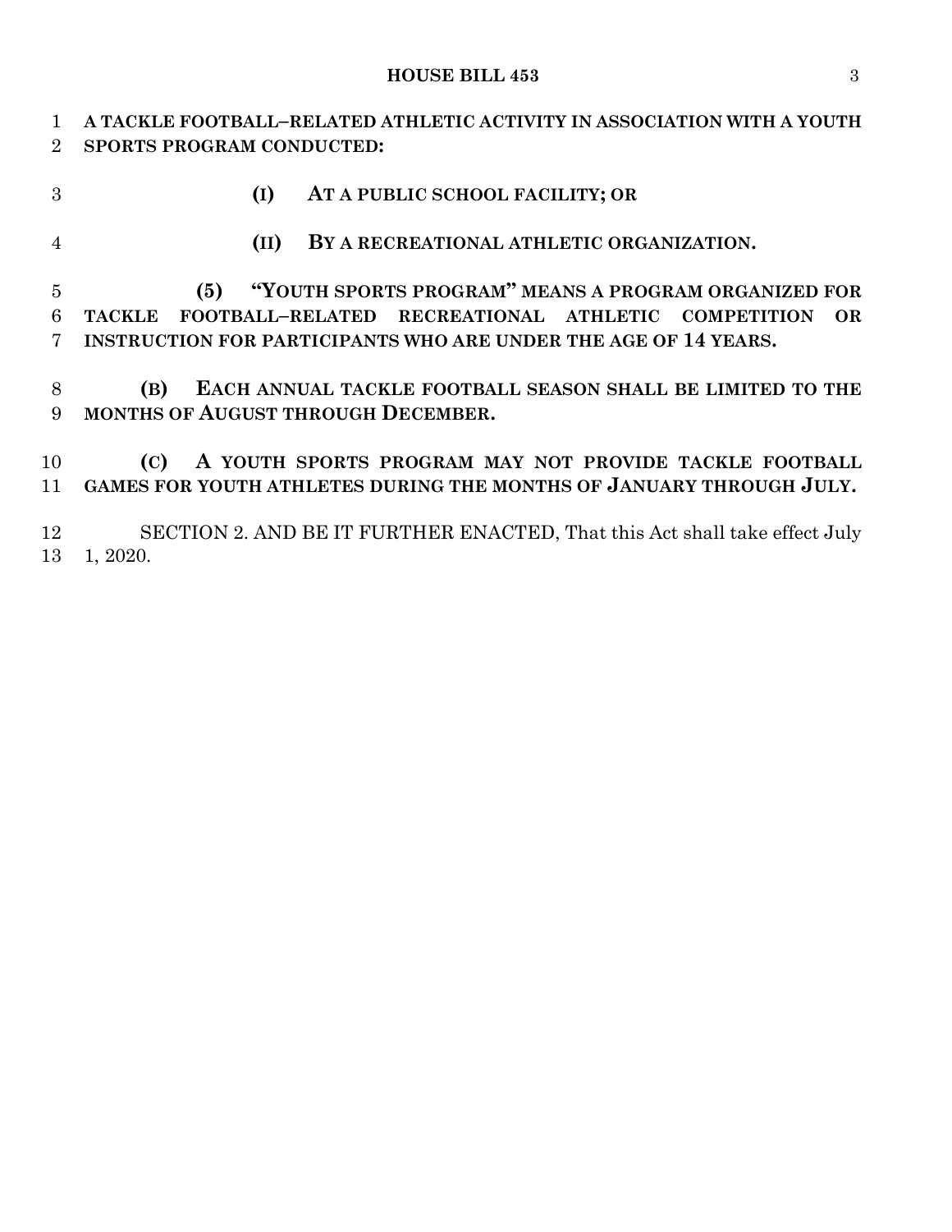**A TACKLE FOOTBALL–RELATED ATHLETIC ACTIVITY IN ASSOCIATION WITH A YOUTH SPORTS PROGRAM CONDUCTED:**

**(I) AT A PUBLIC SCHOOL FACILITY; OR**

**(II) BY A RECREATIONAL ATHLETIC ORGANIZATION.**

**(5) "YOUTH SPORTS PROGRAM" MEANS A PROGRAM ORGANIZED FOR TACKLE FOOTBALL–RELATED RECREATIONAL ATHLETIC COMPETITION OR INSTRUCTION FOR PARTICIPANTS WHO ARE UNDER THE AGE OF 14 YEARS.**

**(B) EACH ANNUAL TACKLE FOOTBALL SEASON SHALL BE LIMITED TO THE MONTHS OF AUGUST THROUGH DECEMBER.**

**(C) A YOUTH SPORTS PROGRAM MAY NOT PROVIDE TACKLE FOOTBALL GAMES FOR YOUTH ATHLETES DURING THE MONTHS OF JANUARY THROUGH JULY.**

SECTION 2. AND BE IT FURTHER ENACTED, That this Act shall take effect July 1, 2020.